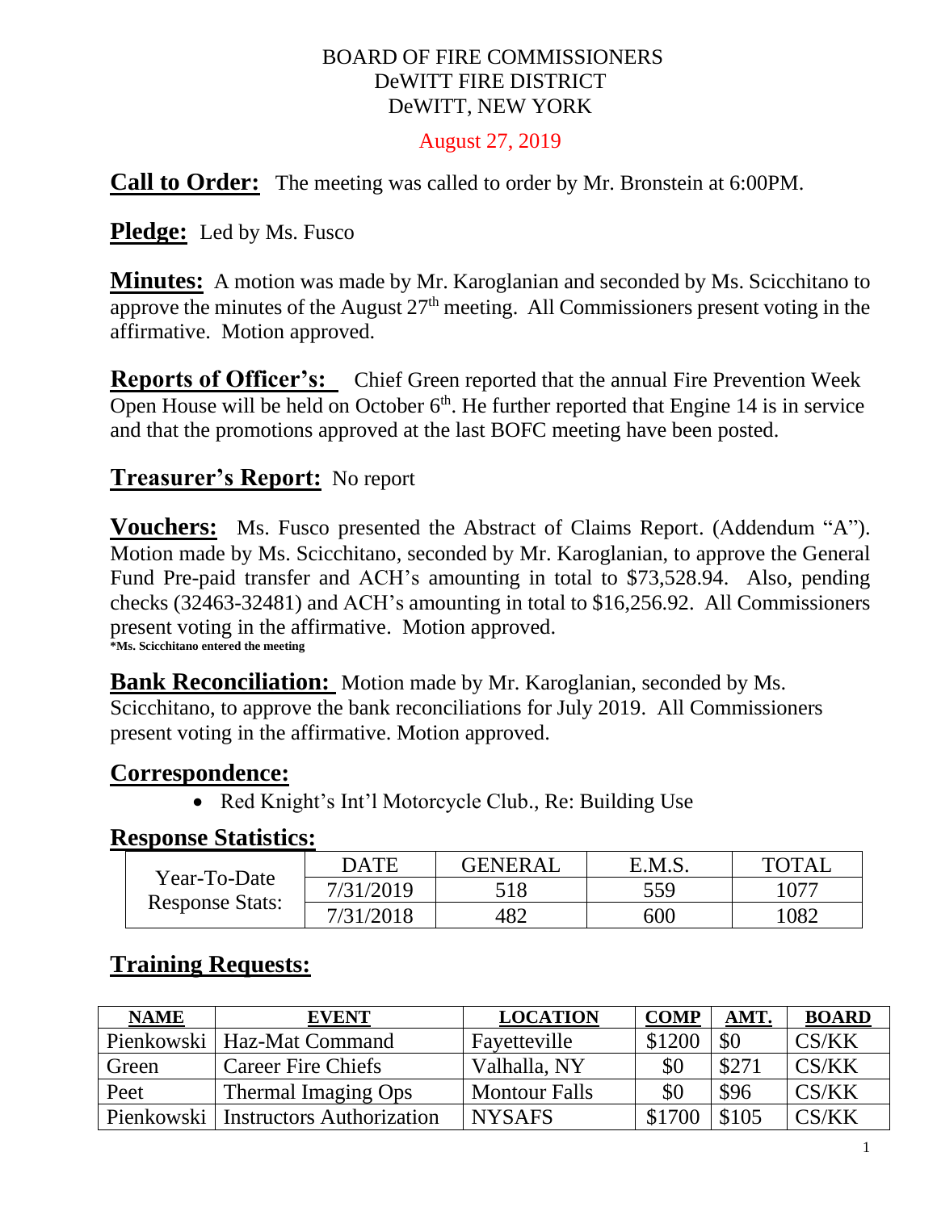BOARD OF FIRE COMMISSIONERS
DeWITT FIRE DISTRICT
DeWITT, NEW YORK

August 27, 2019

**Call to Order:** The meeting was called to order by Mr. Bronstein at 6:00PM.

**Pledge:** Led by Ms. Fusco

**Minutes:** A motion was made by Mr. Karoglanian and seconded by Ms. Scicchitano to approve the minutes of the August 27th meeting. All Commissioners present voting in the affirmative. Motion approved.

**Reports of Officer's:** Chief Green reported that the annual Fire Prevention Week Open House will be held on October 6th. He further reported that Engine 14 is in service and that the promotions approved at the last BOFC meeting have been posted.

**Treasurer's Report:** No report

**Vouchers:** Ms. Fusco presented the Abstract of Claims Report. (Addendum "A"). Motion made by Ms. Scicchitano, seconded by Mr. Karoglanian, to approve the General Fund Pre-paid transfer and ACH's amounting in total to $73,528.94. Also, pending checks (32463-32481) and ACH's amounting in total to $16,256.92. All Commissioners present voting in the affirmative. Motion approved.
***Ms. Scicchitano entered the meeting**

**Bank Reconciliation:** Motion made by Mr. Karoglanian, seconded by Ms. Scicchitano, to approve the bank reconciliations for July 2019. All Commissioners present voting in the affirmative. Motion approved.

**Correspondence:**

- Red Knight's Int'l Motorcycle Club., Re: Building Use

**Response Statistics:**

| | DATE | GENERAL | E.M.S. | TOTAL |
|---|---|---|---|---|
| Year-To-Date Response Stats: | 7/31/2019 | 518 | 559 | 1077 |
| | 7/31/2018 | 482 | 600 | 1082 |

**Training Requests:**

| NAME | EVENT | LOCATION | COMP | AMT. | BOARD |
|---|---|---|---|---|---|
| Pienkowski | Haz-Mat Command | Fayetteville | $1200 | $0 | CS/KK |
| Green | Career Fire Chiefs | Valhalla, NY | $0 | $271 | CS/KK |
| Peet | Thermal Imaging Ops | Montour Falls | $0 | $96 | CS/KK |
| Pienkowski | Instructors Authorization | NYSAFS | $1700 | $105 | CS/KK |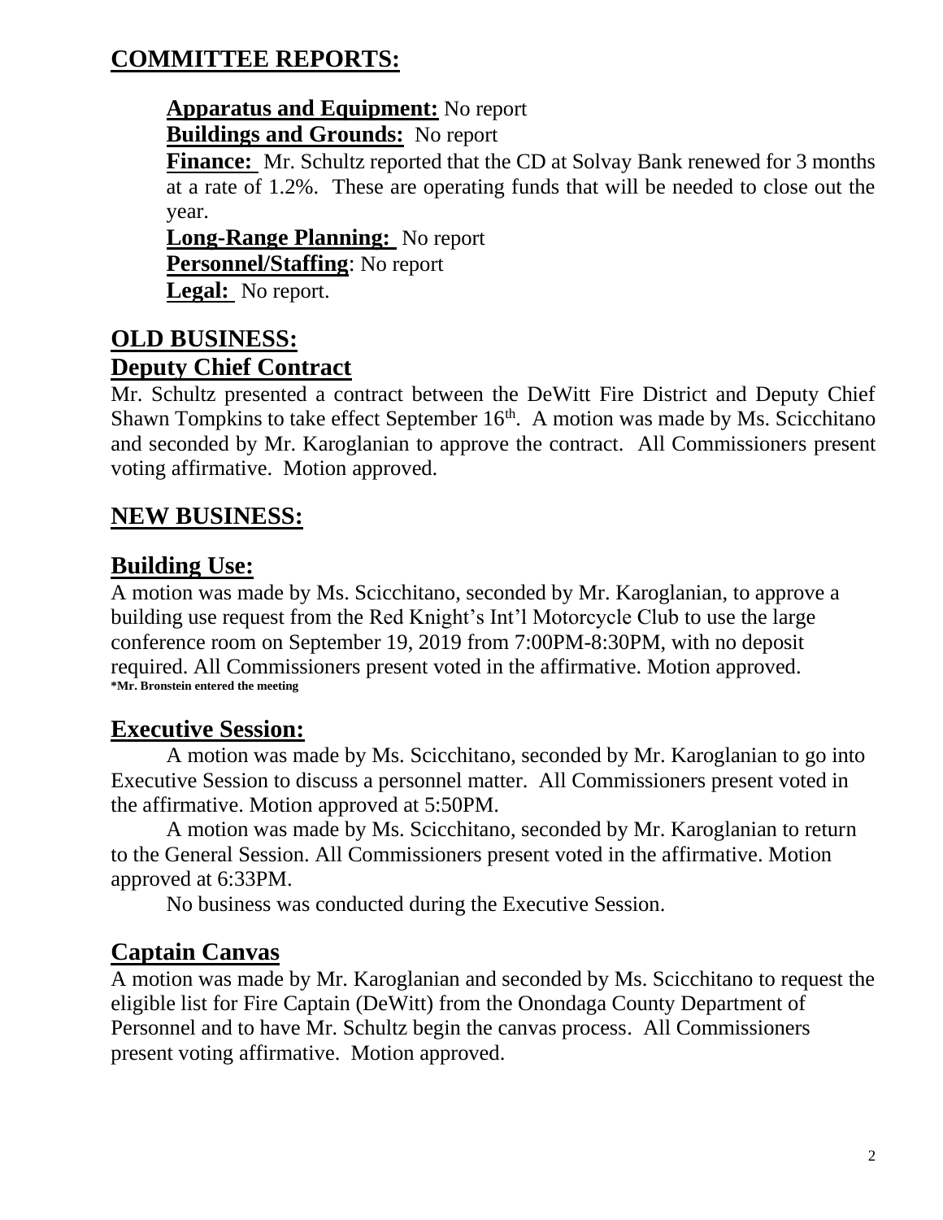## COMMITTEE REPORTS:

**Apparatus and Equipment:** No report

**Buildings and Grounds:** No report

**Finance:** Mr. Schultz reported that the CD at Solvay Bank renewed for 3 months at a rate of 1.2%. These are operating funds that will be needed to close out the year.

**Long-Range Planning:** No report

**Personnel/Staffing**: No report

**Legal:** No report.

## OLD BUSINESS:

## Deputy Chief Contract

Mr. Schultz presented a contract between the DeWitt Fire District and Deputy Chief Shawn Tompkins to take effect September 16th. A motion was made by Ms. Scicchitano and seconded by Mr. Karoglanian to approve the contract. All Commissioners present voting affirmative. Motion approved.

## NEW BUSINESS:

## Building Use:

A motion was made by Ms. Scicchitano, seconded by Mr. Karoglanian, to approve a building use request from the Red Knight's Int'l Motorcycle Club to use the large conference room on September 19, 2019 from 7:00PM-8:30PM, with no deposit required. All Commissioners present voted in the affirmative. Motion approved.

**\*Mr. Bronstein entered the meeting**

## Executive Session:

A motion was made by Ms. Scicchitano, seconded by Mr. Karoglanian to go into Executive Session to discuss a personnel matter. All Commissioners present voted in the affirmative. Motion approved at 5:50PM.

A motion was made by Ms. Scicchitano, seconded by Mr. Karoglanian to return to the General Session. All Commissioners present voted in the affirmative. Motion approved at 6:33PM.

No business was conducted during the Executive Session.

## Captain Canvas

A motion was made by Mr. Karoglanian and seconded by Ms. Scicchitano to request the eligible list for Fire Captain (DeWitt) from the Onondaga County Department of Personnel and to have Mr. Schultz begin the canvas process. All Commissioners present voting affirmative. Motion approved.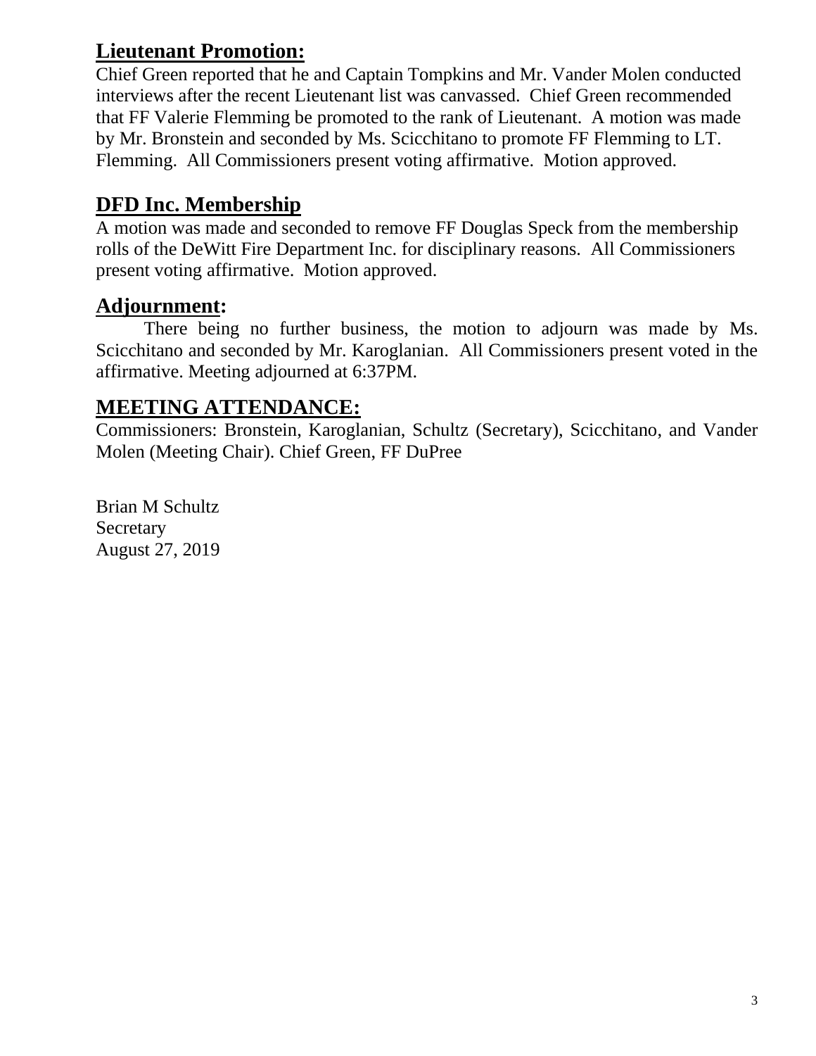## Lieutenant Promotion:

Chief Green reported that he and Captain Tompkins and Mr. Vander Molen conducted interviews after the recent Lieutenant list was canvassed. Chief Green recommended that FF Valerie Flemming be promoted to the rank of Lieutenant. A motion was made by Mr. Bronstein and seconded by Ms. Scicchitano to promote FF Flemming to LT. Flemming. All Commissioners present voting affirmative. Motion approved.

## DFD Inc. Membership

A motion was made and seconded to remove FF Douglas Speck from the membership rolls of the DeWitt Fire Department Inc. for disciplinary reasons. All Commissioners present voting affirmative. Motion approved.

## Adjournment:

There being no further business, the motion to adjourn was made by Ms. Scicchitano and seconded by Mr. Karoglanian. All Commissioners present voted in the affirmative. Meeting adjourned at 6:37PM.

## MEETING ATTENDANCE:

Commissioners: Bronstein, Karoglanian, Schultz (Secretary), Scicchitano, and Vander Molen (Meeting Chair). Chief Green, FF DuPree

Brian M Schultz
Secretary
August 27, 2019